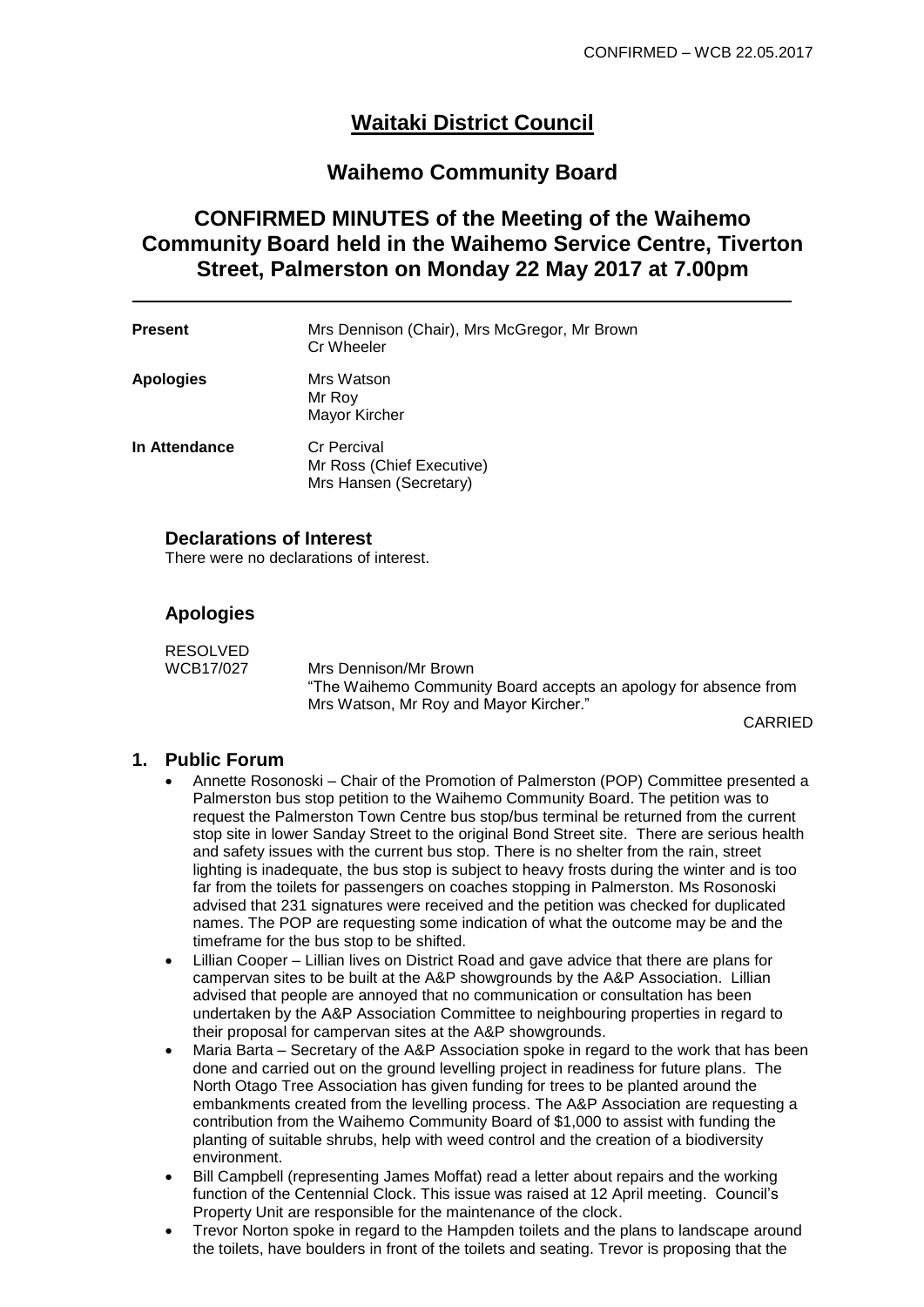CONFIRMED – WCB 22.05.2017

# Waitaki District Council

## Waihemo Community Board

## CONFIRMED MINUTES of the Meeting of the Waihemo Community Board held in the Waihemo Service Centre, Tiverton Street, Palmerston on Monday 22 May 2017 at 7.00pm

| | |
|---|---|
| **Present** | Mrs Dennison (Chair), Mrs McGregor, Mr Brown<br>Cr Wheeler |
| **Apologies** | Mrs Watson<br>Mr Roy<br>Mayor Kircher |
| **In Attendance** | Cr Percival<br>Mr Ross (Chief Executive)<br>Mrs Hansen (Secretary) |

### Declarations of Interest

There were no declarations of interest.

### Apologies

RESOLVED
WCB17/027 Mrs Dennison/Mr Brown
"The Waihemo Community Board accepts an apology for absence from Mrs Watson, Mr Roy and Mayor Kircher."

CARRIED

### 1. Public Forum

- Annette Rosonoski – Chair of the Promotion of Palmerston (POP) Committee presented a Palmerston bus stop petition to the Waihemo Community Board. The petition was to request the Palmerston Town Centre bus stop/bus terminal be returned from the current stop site in lower Sanday Street to the original Bond Street site. There are serious health and safety issues with the current bus stop. There is no shelter from the rain, street lighting is inadequate, the bus stop is subject to heavy frosts during the winter and is too far from the toilets for passengers on coaches stopping in Palmerston. Ms Rosonoski advised that 231 signatures were received and the petition was checked for duplicated names. The POP are requesting some indication of what the outcome may be and the timeframe for the bus stop to be shifted.
- Lillian Cooper – Lillian lives on District Road and gave advice that there are plans for campervan sites to be built at the A&P showgrounds by the A&P Association. Lillian advised that people are annoyed that no communication or consultation has been undertaken by the A&P Association Committee to neighbouring properties in regard to their proposal for campervan sites at the A&P showgrounds.
- Maria Barta – Secretary of the A&P Association spoke in regard to the work that has been done and carried out on the ground levelling project in readiness for future plans. The North Otago Tree Association has given funding for trees to be planted around the embankments created from the levelling process. The A&P Association are requesting a contribution from the Waihemo Community Board of $1,000 to assist with funding the planting of suitable shrubs, help with weed control and the creation of a biodiversity environment.
- Bill Campbell (representing James Moffat) read a letter about repairs and the working function of the Centennial Clock. This issue was raised at 12 April meeting. Council's Property Unit are responsible for the maintenance of the clock.
- Trevor Norton spoke in regard to the Hampden toilets and the plans to landscape around the toilets, have boulders in front of the toilets and seating. Trevor is proposing that the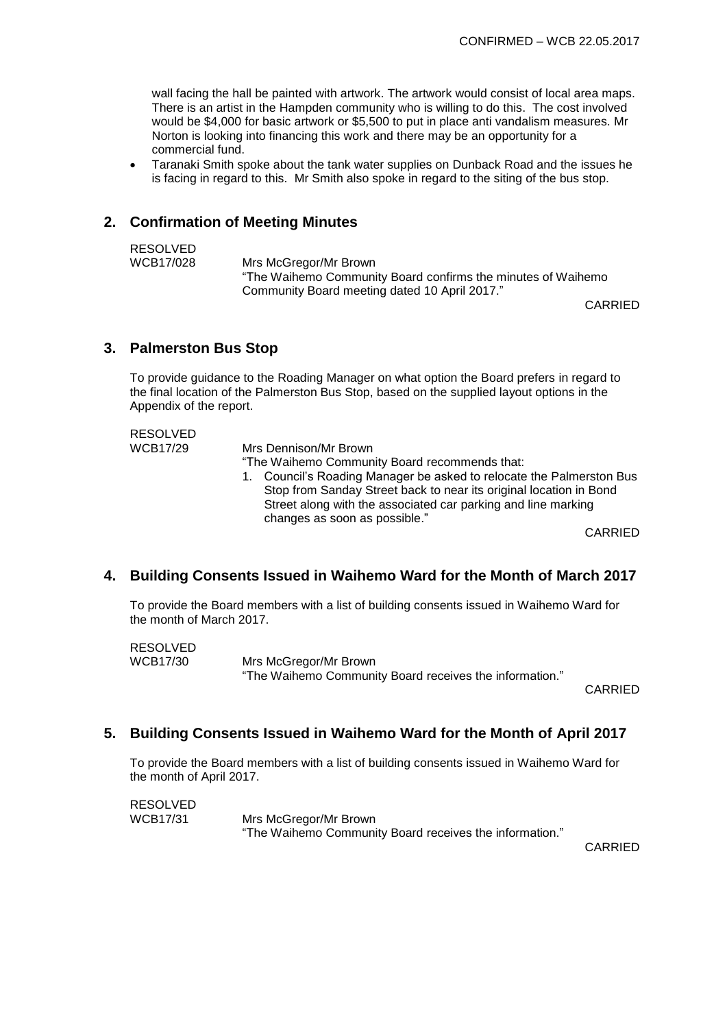wall facing the hall be painted with artwork. The artwork would consist of local area maps. There is an artist in the Hampden community who is willing to do this. The cost involved would be $4,000 for basic artwork or $5,500 to put in place anti vandalism measures. Mr Norton is looking into financing this work and there may be an opportunity for a commercial fund.

- Taranaki Smith spoke about the tank water supplies on Dunback Road and the issues he is facing in regard to this. Mr Smith also spoke in regard to the siting of the bus stop.

## 2. Confirmation of Meeting Minutes

RESOLVED
WCB17/028 Mrs McGregor/Mr Brown
"The Waihemo Community Board confirms the minutes of Waihemo Community Board meeting dated 10 April 2017."

CARRIED

## 3. Palmerston Bus Stop

To provide guidance to the Roading Manager on what option the Board prefers in regard to the final location of the Palmerston Bus Stop, based on the supplied layout options in the Appendix of the report.

RESOLVED
WCB17/29 Mrs Dennison/Mr Brown
"The Waihemo Community Board recommends that:

1. Council's Roading Manager be asked to relocate the Palmerston Bus Stop from Sanday Street back to near its original location in Bond Street along with the associated car parking and line marking changes as soon as possible."

CARRIED

## 4. Building Consents Issued in Waihemo Ward for the Month of March 2017

To provide the Board members with a list of building consents issued in Waihemo Ward for the month of March 2017.

RESOLVED
WCB17/30 Mrs McGregor/Mr Brown
"The Waihemo Community Board receives the information."

CARRIED

## 5. Building Consents Issued in Waihemo Ward for the Month of April 2017

To provide the Board members with a list of building consents issued in Waihemo Ward for the month of April 2017.

RESOLVED
WCB17/31 Mrs McGregor/Mr Brown
"The Waihemo Community Board receives the information."

CARRIED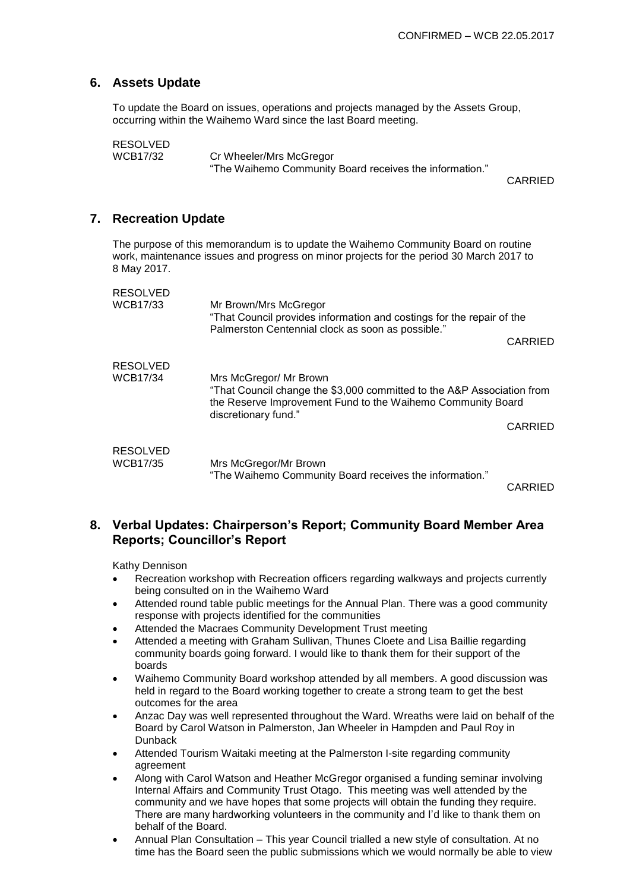## 6. Assets Update

To update the Board on issues, operations and projects managed by the Assets Group, occurring within the Waihemo Ward since the last Board meeting.

RESOLVED
WCB17/32 Cr Wheeler/Mrs McGregor
"The Waihemo Community Board receives the information."
CARRIED

## 7. Recreation Update

The purpose of this memorandum is to update the Waihemo Community Board on routine work, maintenance issues and progress on minor projects for the period 30 March 2017 to 8 May 2017.

RESOLVED
WCB17/33 Mr Brown/Mrs McGregor
"That Council provides information and costings for the repair of the Palmerston Centennial clock as soon as possible."
CARRIED

RESOLVED
WCB17/34 Mrs McGregor/ Mr Brown
"That Council change the $3,000 committed to the A&P Association from the Reserve Improvement Fund to the Waihemo Community Board discretionary fund."
CARRIED

RESOLVED
WCB17/35 Mrs McGregor/Mr Brown
"The Waihemo Community Board receives the information."
CARRIED

## 8. Verbal Updates: Chairperson's Report; Community Board Member Area Reports; Councillor's Report

Kathy Dennison

- Recreation workshop with Recreation officers regarding walkways and projects currently being consulted on in the Waihemo Ward
- Attended round table public meetings for the Annual Plan. There was a good community response with projects identified for the communities
- Attended the Macraes Community Development Trust meeting
- Attended a meeting with Graham Sullivan, Thunes Cloete and Lisa Baillie regarding community boards going forward. I would like to thank them for their support of the boards
- Waihemo Community Board workshop attended by all members. A good discussion was held in regard to the Board working together to create a strong team to get the best outcomes for the area
- Anzac Day was well represented throughout the Ward. Wreaths were laid on behalf of the Board by Carol Watson in Palmerston, Jan Wheeler in Hampden and Paul Roy in Dunback
- Attended Tourism Waitaki meeting at the Palmerston I-site regarding community agreement
- Along with Carol Watson and Heather McGregor organised a funding seminar involving Internal Affairs and Community Trust Otago. This meeting was well attended by the community and we have hopes that some projects will obtain the funding they require. There are many hardworking volunteers in the community and I'd like to thank them on behalf of the Board.
- Annual Plan Consultation – This year Council trialled a new style of consultation. At no time has the Board seen the public submissions which we would normally be able to view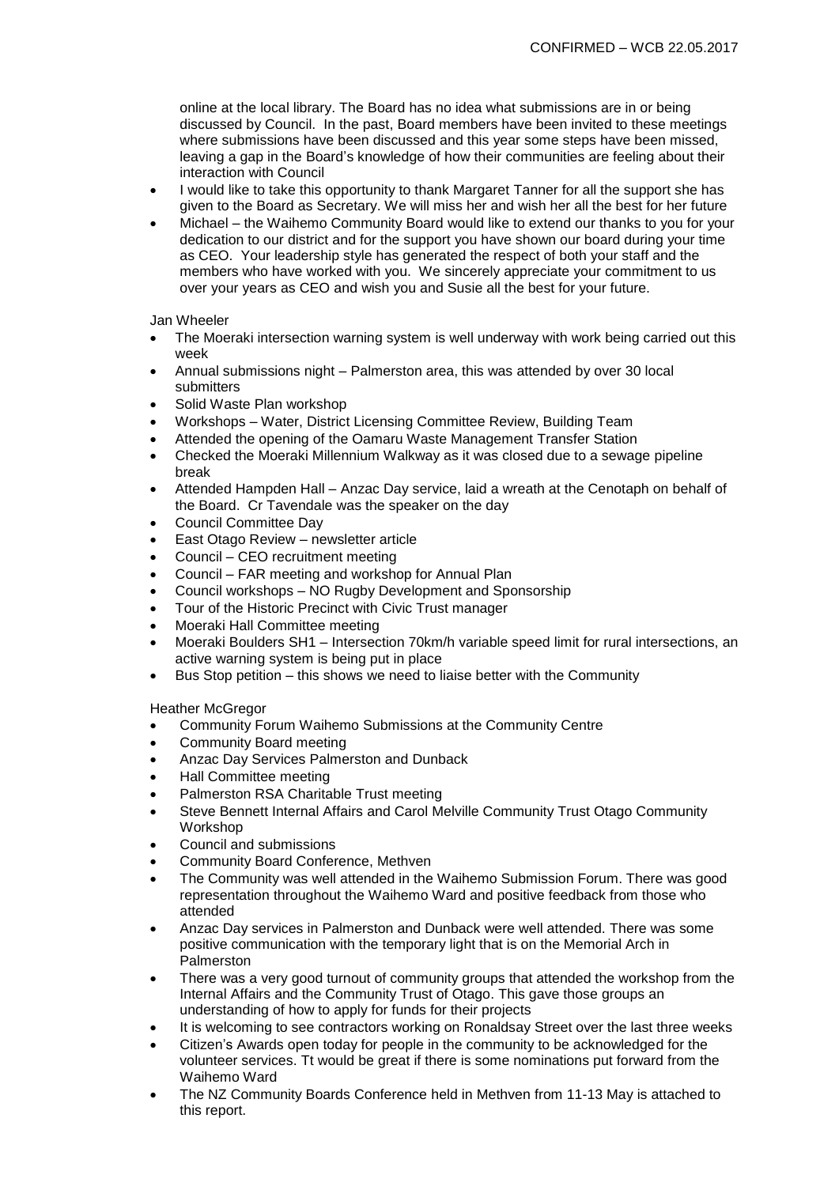online at the local library. The Board has no idea what submissions are in or being discussed by Council. In the past, Board members have been invited to these meetings where submissions have been discussed and this year some steps have been missed, leaving a gap in the Board's knowledge of how their communities are feeling about their interaction with Council

- I would like to take this opportunity to thank Margaret Tanner for all the support she has given to the Board as Secretary. We will miss her and wish her all the best for her future
- Michael – the Waihemo Community Board would like to extend our thanks to you for your dedication to our district and for the support you have shown our board during your time as CEO. Your leadership style has generated the respect of both your staff and the members who have worked with you. We sincerely appreciate your commitment to us over your years as CEO and wish you and Susie all the best for your future.

Jan Wheeler

- The Moeraki intersection warning system is well underway with work being carried out this week
- Annual submissions night – Palmerston area, this was attended by over 30 local submitters
- Solid Waste Plan workshop
- Workshops – Water, District Licensing Committee Review, Building Team
- Attended the opening of the Oamaru Waste Management Transfer Station
- Checked the Moeraki Millennium Walkway as it was closed due to a sewage pipeline break
- Attended Hampden Hall – Anzac Day service, laid a wreath at the Cenotaph on behalf of the Board. Cr Tavendale was the speaker on the day
- Council Committee Day
- East Otago Review – newsletter article
- Council – CEO recruitment meeting
- Council – FAR meeting and workshop for Annual Plan
- Council workshops – NO Rugby Development and Sponsorship
- Tour of the Historic Precinct with Civic Trust manager
- Moeraki Hall Committee meeting
- Moeraki Boulders SH1 – Intersection 70km/h variable speed limit for rural intersections, an active warning system is being put in place
- Bus Stop petition – this shows we need to liaise better with the Community

Heather McGregor

- Community Forum Waihemo Submissions at the Community Centre
- Community Board meeting
- Anzac Day Services Palmerston and Dunback
- Hall Committee meeting
- Palmerston RSA Charitable Trust meeting
- Steve Bennett Internal Affairs and Carol Melville Community Trust Otago Community Workshop
- Council and submissions
- Community Board Conference, Methven
- The Community was well attended in the Waihemo Submission Forum. There was good representation throughout the Waihemo Ward and positive feedback from those who attended
- Anzac Day services in Palmerston and Dunback were well attended. There was some positive communication with the temporary light that is on the Memorial Arch in Palmerston
- There was a very good turnout of community groups that attended the workshop from the Internal Affairs and the Community Trust of Otago. This gave those groups an understanding of how to apply for funds for their projects
- It is welcoming to see contractors working on Ronaldsay Street over the last three weeks
- Citizen's Awards open today for people in the community to be acknowledged for the volunteer services. Tt would be great if there is some nominations put forward from the Waihemo Ward
- The NZ Community Boards Conference held in Methven from 11-13 May is attached to this report.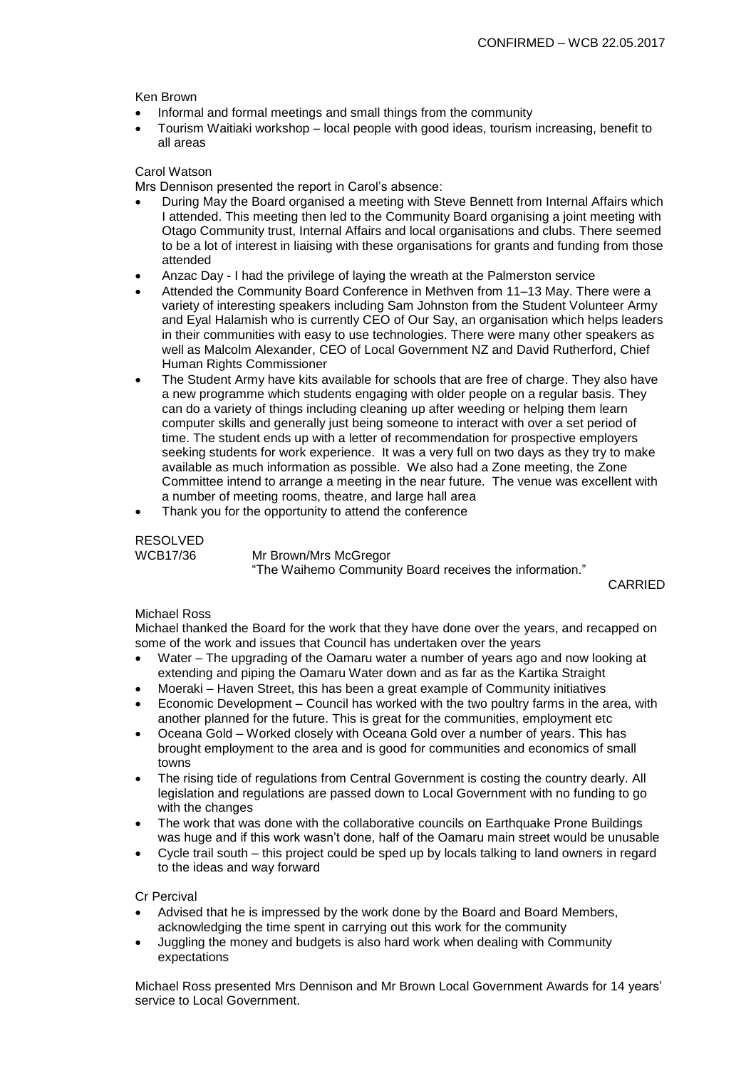Ken Brown

- Informal and formal meetings and small things from the community
- Tourism Waitiaki workshop – local people with good ideas, tourism increasing, benefit to all areas

Carol Watson

Mrs Dennison presented the report in Carol's absence:

- During May the Board organised a meeting with Steve Bennett from Internal Affairs which I attended. This meeting then led to the Community Board organising a joint meeting with Otago Community trust, Internal Affairs and local organisations and clubs. There seemed to be a lot of interest in liaising with these organisations for grants and funding from those attended
- Anzac Day - I had the privilege of laying the wreath at the Palmerston service
- Attended the Community Board Conference in Methven from 11–13 May. There were a variety of interesting speakers including Sam Johnston from the Student Volunteer Army and Eyal Halamish who is currently CEO of Our Say, an organisation which helps leaders in their communities with easy to use technologies. There were many other speakers as well as Malcolm Alexander, CEO of Local Government NZ and David Rutherford, Chief Human Rights Commissioner
- The Student Army have kits available for schools that are free of charge. They also have a new programme which students engaging with older people on a regular basis. They can do a variety of things including cleaning up after weeding or helping them learn computer skills and generally just being someone to interact with over a set period of time. The student ends up with a letter of recommendation for prospective employers seeking students for work experience. It was a very full on two days as they try to make available as much information as possible. We also had a Zone meeting, the Zone Committee intend to arrange a meeting in the near future. The venue was excellent with a number of meeting rooms, theatre, and large hall area
- Thank you for the opportunity to attend the conference

RESOLVED

WCB17/36 Mr Brown/Mrs McGregor

"The Waihemo Community Board receives the information."

CARRIED

Michael Ross

Michael thanked the Board for the work that they have done over the years, and recapped on some of the work and issues that Council has undertaken over the years

- Water – The upgrading of the Oamaru water a number of years ago and now looking at extending and piping the Oamaru Water down and as far as the Kartika Straight
- Moeraki – Haven Street, this has been a great example of Community initiatives
- Economic Development – Council has worked with the two poultry farms in the area, with another planned for the future. This is great for the communities, employment etc
- Oceana Gold – Worked closely with Oceana Gold over a number of years. This has brought employment to the area and is good for communities and economics of small towns
- The rising tide of regulations from Central Government is costing the country dearly. All legislation and regulations are passed down to Local Government with no funding to go with the changes
- The work that was done with the collaborative councils on Earthquake Prone Buildings was huge and if this work wasn't done, half of the Oamaru main street would be unusable
- Cycle trail south – this project could be sped up by locals talking to land owners in regard to the ideas and way forward

Cr Percival

- Advised that he is impressed by the work done by the Board and Board Members, acknowledging the time spent in carrying out this work for the community
- Juggling the money and budgets is also hard work when dealing with Community expectations

Michael Ross presented Mrs Dennison and Mr Brown Local Government Awards for 14 years' service to Local Government.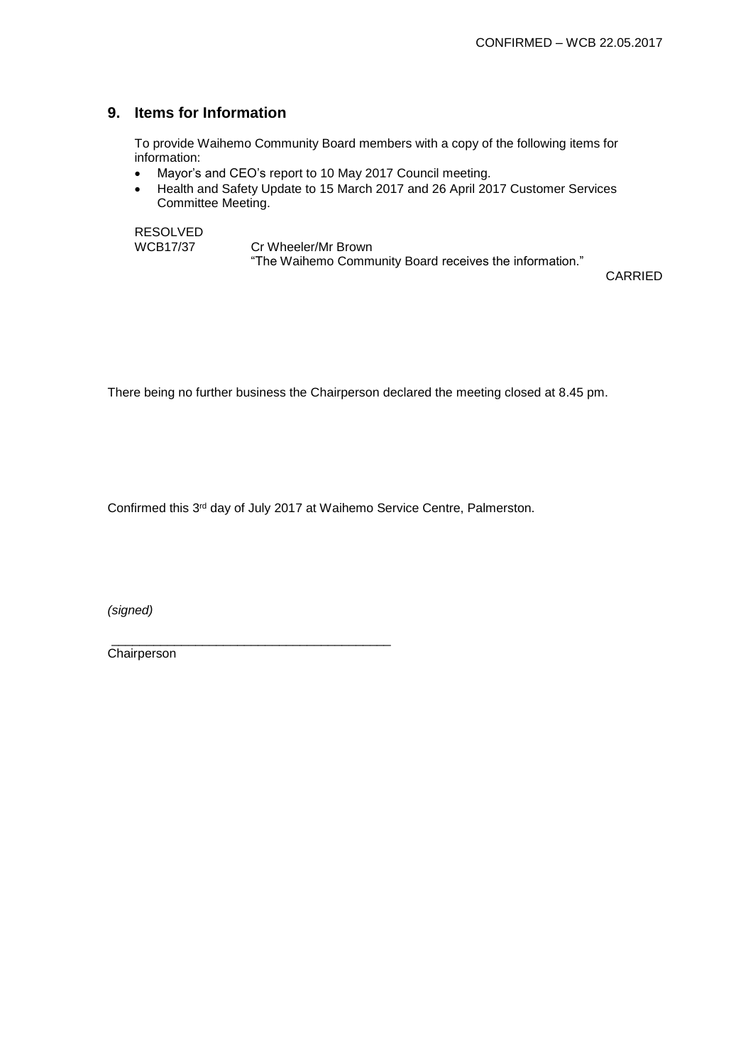## 9. Items for Information

To provide Waihemo Community Board members with a copy of the following items for information:

- Mayor's and CEO's report to 10 May 2017 Council meeting.
- Health and Safety Update to 15 March 2017 and 26 April 2017 Customer Services Committee Meeting.

RESOLVED
WCB17/37 Cr Wheeler/Mr Brown
"The Waihemo Community Board receives the information."

CARRIED

There being no further business the Chairperson declared the meeting closed at 8.45 pm.

Confirmed this 3rd day of July 2017 at Waihemo Service Centre, Palmerston.

*(signed)*

\_\_\_\_\_\_\_\_\_\_\_\_\_\_\_\_\_\_\_\_\_\_\_\_\_\_\_\_\_\_\_\_\_\_\_\_\_\_\_\_
Chairperson